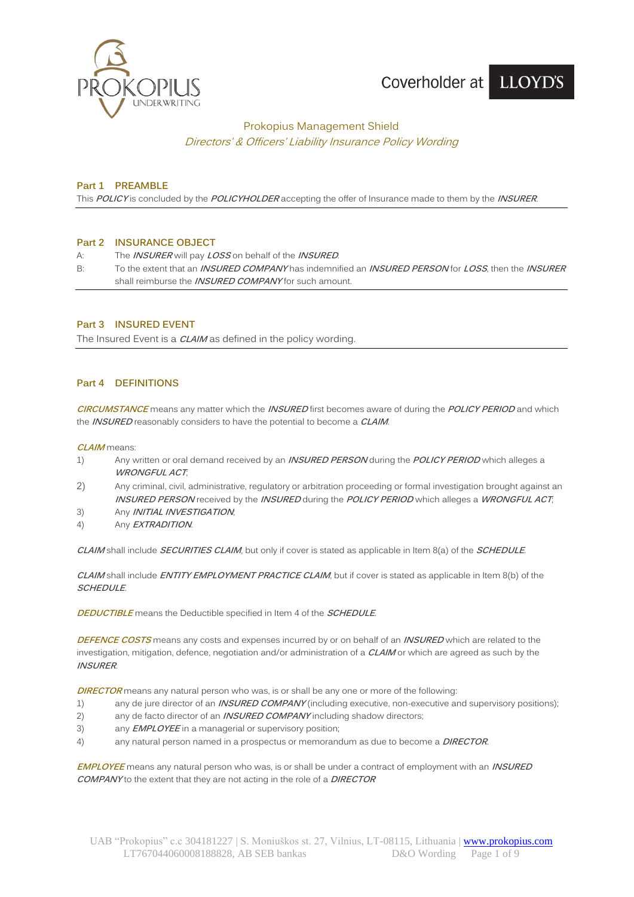# Prokopius Management Shield

*Directors' & Officers' Liability Insurance Policy Wording*

## Part 1 PREAMBLE

This ***POLICY*** is concluded by the ***POLICYHOLDER*** accepting the offer of Insurance made to them by the ***INSURER***.

## Part 2 INSURANCE OBJECT

A: The ***INSURER*** will pay ***LOSS*** on behalf of the ***INSURED***.

B: To the extent that an ***INSURED COMPANY*** has indemnified an ***INSURED PERSON*** for ***LOSS***, then the ***INSURER*** shall reimburse the ***INSURED COMPANY*** for such amount.

## Part 3 INSURED EVENT

The Insured Event is a ***CLAIM*** as defined in the policy wording.

## Part 4 DEFINITIONS

***CIRCUMSTANCE*** means any matter which the ***INSURED*** first becomes aware of during the ***POLICY PERIOD*** and which the ***INSURED*** reasonably considers to have the potential to become a ***CLAIM***.

***CLAIM*** means:

1) Any written or oral demand received by an ***INSURED PERSON*** during the ***POLICY PERIOD*** which alleges a ***WRONGFUL ACT***;
2) Any criminal, civil, administrative, regulatory or arbitration proceeding or formal investigation brought against an ***INSURED PERSON*** received by the ***INSURED*** during the ***POLICY PERIOD*** which alleges a ***WRONGFUL ACT***;
3) Any ***INITIAL INVESTIGATION***;
4) Any ***EXTRADITION***.

***CLAIM*** shall include ***SECURITIES CLAIM***, but only if cover is stated as applicable in Item 8(a) of the ***SCHEDULE***.

***CLAIM*** shall include ***ENTITY EMPLOYMENT PRACTICE CLAIM***, but if cover is stated as applicable in Item 8(b) of the ***SCHEDULE***.

***DEDUCTIBLE*** means the Deductible specified in Item 4 of the ***SCHEDULE***.

***DEFENCE COSTS*** means any costs and expenses incurred by or on behalf of an ***INSURED*** which are related to the investigation, mitigation, defence, negotiation and/or administration of a ***CLAIM*** or which are agreed as such by the ***INSURER***.

***DIRECTOR*** means any natural person who was, is or shall be any one or more of the following:

1) any de jure director of an ***INSURED COMPANY*** (including executive, non-executive and supervisory positions);
2) any de facto director of an ***INSURED COMPANY*** including shadow directors;
3) any ***EMPLOYEE*** in a managerial or supervisory position;
4) any natural person named in a prospectus or memorandum as due to become a ***DIRECTOR***.

***EMPLOYEE*** means any natural person who was, is or shall be under a contract of employment with an ***INSURED COMPANY*** to the extent that they are not acting in the role of a ***DIRECTOR***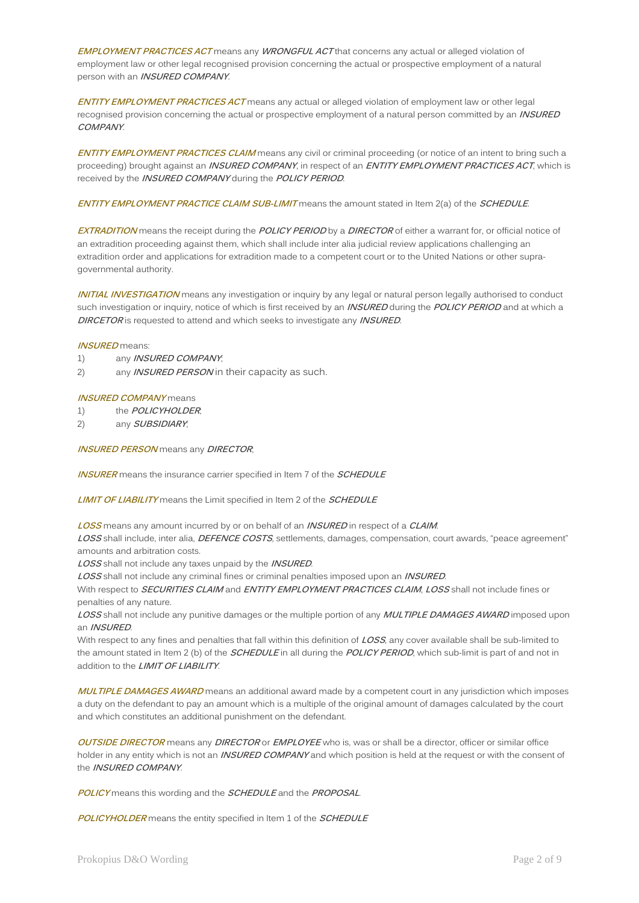***EMPLOYMENT PRACTICES ACT*** means any ***WRONGFUL ACT*** that concerns any actual or alleged violation of employment law or other legal recognised provision concerning the actual or prospective employment of a natural person with an ***INSURED COMPANY***.

***ENTITY EMPLOYMENT PRACTICES ACT*** means any actual or alleged violation of employment law or other legal recognised provision concerning the actual or prospective employment of a natural person committed by an ***INSURED COMPANY***.

***ENTITY EMPLOYMENT PRACTICES CLAIM*** means any civil or criminal proceeding (or notice of an intent to bring such a proceeding) brought against an ***INSURED COMPANY***, in respect of an ***ENTITY EMPLOYMENT PRACTICES ACT***, which is received by the ***INSURED COMPANY*** during the ***POLICY PERIOD***.

***ENTITY EMPLOYMENT PRACTICE CLAIM SUB-LIMIT*** means the amount stated in Item 2(a) of the ***SCHEDULE***.

***EXTRADITION*** means the receipt during the ***POLICY PERIOD*** by a ***DIRECTOR*** of either a warrant for, or official notice of an extradition proceeding against them, which shall include inter alia judicial review applications challenging an extradition order and applications for extradition made to a competent court or to the United Nations or other supra-governmental authority.

***INITIAL INVESTIGATION*** means any investigation or inquiry by any legal or natural person legally authorised to conduct such investigation or inquiry, notice of which is first received by an ***INSURED*** during the ***POLICY PERIOD*** and at which a ***DIRCETOR*** is requested to attend and which seeks to investigate any ***INSURED***.

***INSURED*** means:

1) any ***INSURED COMPANY***;
2) any ***INSURED PERSON*** in their capacity as such.

***INSURED COMPANY*** means

1) the ***POLICYHOLDER***;
2) any ***SUBSIDIARY***;

***INSURED PERSON*** means any ***DIRECTOR***;

***INSURER*** means the insurance carrier specified in Item 7 of the ***SCHEDULE***

***LIMIT OF LIABILITY*** means the Limit specified in Item 2 of the ***SCHEDULE***

***LOSS*** means any amount incurred by or on behalf of an ***INSURED*** in respect of a ***CLAIM***.
***LOSS*** shall include, inter alia, ***DEFENCE COSTS***, settlements, damages, compensation, court awards, "peace agreement" amounts and arbitration costs.
***LOSS*** shall not include any taxes unpaid by the ***INSURED***.
***LOSS*** shall not include any criminal fines or criminal penalties imposed upon an ***INSURED***.
With respect to ***SECURITIES CLAIM*** and ***ENTITY EMPLOYMENT PRACTICES CLAIM***, ***LOSS*** shall not include fines or penalties of any nature.
***LOSS*** shall not include any punitive damages or the multiple portion of any ***MULTIPLE DAMAGES AWARD*** imposed upon an ***INSURED***.
With respect to any fines and penalties that fall within this definition of ***LOSS***, any cover available shall be sub-limited to the amount stated in Item 2 (b) of the ***SCHEDULE*** in all during the ***POLICY PERIOD***, which sub-limit is part of and not in addition to the ***LIMIT OF LIABILITY***.

***MULTIPLE DAMAGES AWARD*** means an additional award made by a competent court in any jurisdiction which imposes a duty on the defendant to pay an amount which is a multiple of the original amount of damages calculated by the court and which constitutes an additional punishment on the defendant.

***OUTSIDE DIRECTOR*** means any ***DIRECTOR*** or ***EMPLOYEE*** who is, was or shall be a director, officer or similar office holder in any entity which is not an ***INSURED COMPANY*** and which position is held at the request or with the consent of the ***INSURED COMPANY***.

***POLICY*** means this wording and the ***SCHEDULE*** and the ***PROPOSAL***.

***POLICYHOLDER*** means the entity specified in Item 1 of the ***SCHEDULE***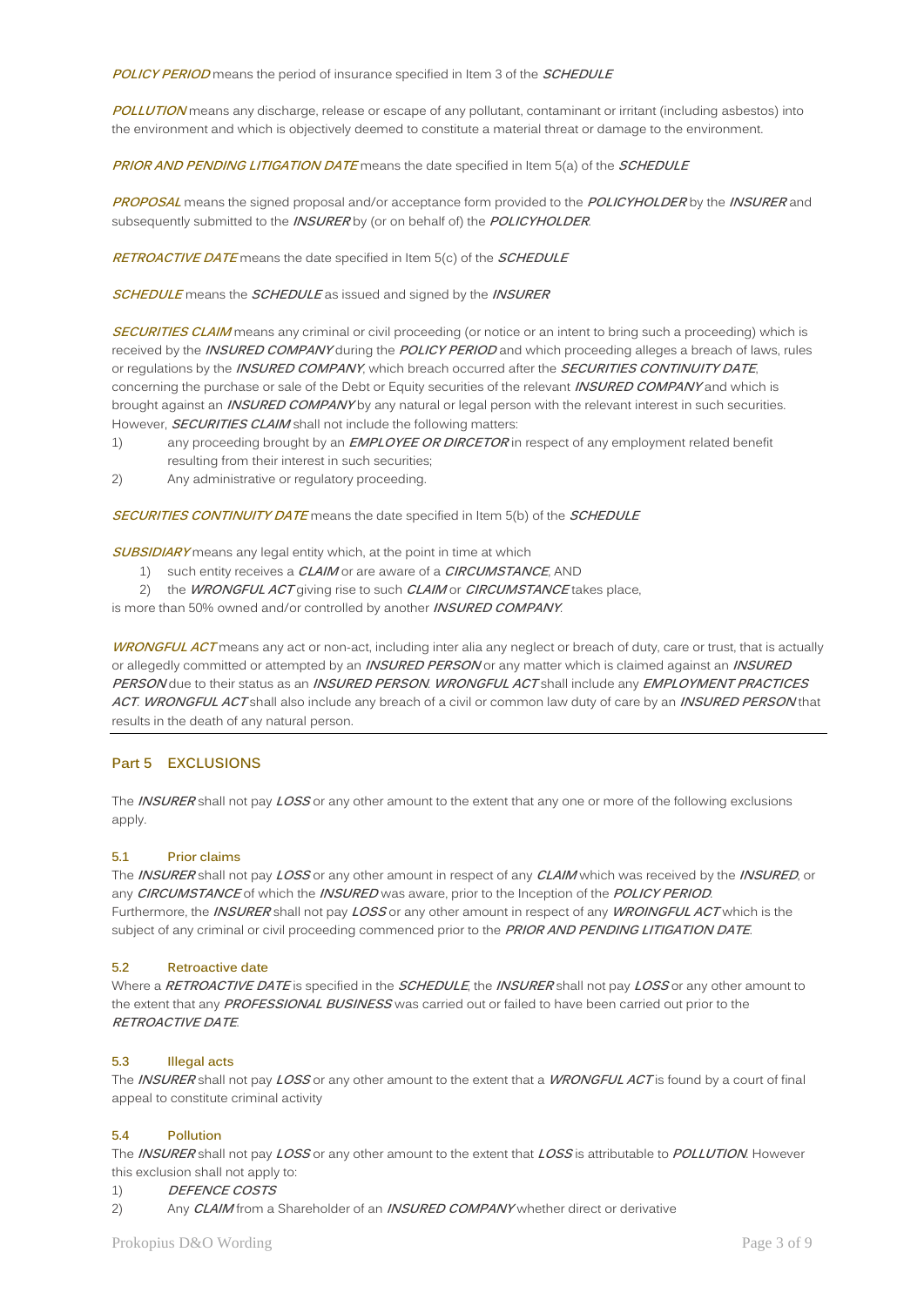***POLICY PERIOD*** means the period of insurance specified in Item 3 of the ***SCHEDULE***

***POLLUTION*** means any discharge, release or escape of any pollutant, contaminant or irritant (including asbestos) into the environment and which is objectively deemed to constitute a material threat or damage to the environment.

***PRIOR AND PENDING LITIGATION DATE*** means the date specified in Item 5(a) of the ***SCHEDULE***

***PROPOSAL*** means the signed proposal and/or acceptance form provided to the ***POLICYHOLDER*** by the ***INSURER*** and subsequently submitted to the ***INSURER*** by (or on behalf of) the ***POLICYHOLDER***.

***RETROACTIVE DATE*** means the date specified in Item 5(c) of the ***SCHEDULE***

***SCHEDULE*** means the ***SCHEDULE*** as issued and signed by the ***INSURER***

***SECURITIES CLAIM*** means any criminal or civil proceeding (or notice or an intent to bring such a proceeding) which is received by the ***INSURED COMPANY*** during the ***POLICY PERIOD*** and which proceeding alleges a breach of laws, rules or regulations by the ***INSURED COMPANY***, which breach occurred after the ***SECURITIES CONTINUITY DATE***, concerning the purchase or sale of the Debt or Equity securities of the relevant ***INSURED COMPANY*** and which is brought against an ***INSURED COMPANY*** by any natural or legal person with the relevant interest in such securities. However, ***SECURITIES CLAIM*** shall not include the following matters:

1) any proceeding brought by an ***EMPLOYEE OR DIRCETOR*** in respect of any employment related benefit resulting from their interest in such securities;
2) Any administrative or regulatory proceeding.

***SECURITIES CONTINUITY DATE*** means the date specified in Item 5(b) of the ***SCHEDULE***

***SUBSIDIARY*** means any legal entity which, at the point in time at which

1) such entity receives a ***CLAIM*** or are aware of a ***CIRCUMSTANCE***, AND
2) the ***WRONGFUL ACT*** giving rise to such ***CLAIM*** or ***CIRCUMSTANCE*** takes place,

is more than 50% owned and/or controlled by another ***INSURED COMPANY***.

***WRONGFUL ACT*** means any act or non-act, including inter alia any neglect or breach of duty, care or trust, that is actually or allegedly committed or attempted by an ***INSURED PERSON*** or any matter which is claimed against an ***INSURED PERSON*** due to their status as an ***INSURED PERSON***. ***WRONGFUL ACT*** shall include any ***EMPLOYMENT PRACTICES ACT***. ***WRONGFUL ACT*** shall also include any breach of a civil or common law duty of care by an ***INSURED PERSON*** that results in the death of any natural person.

## Part 5 EXCLUSIONS

The ***INSURER*** shall not pay ***LOSS*** or any other amount to the extent that any one or more of the following exclusions apply.

### 5.1 Prior claims

The ***INSURER*** shall not pay ***LOSS*** or any other amount in respect of any ***CLAIM*** which was received by the ***INSURED***, or any ***CIRCUMSTANCE*** of which the ***INSURED*** was aware, prior to the Inception of the ***POLICY PERIOD***. Furthermore, the ***INSURER*** shall not pay ***LOSS*** or any other amount in respect of any ***WROINGFUL ACT*** which is the subject of any criminal or civil proceeding commenced prior to the ***PRIOR AND PENDING LITIGATION DATE***.

### 5.2 Retroactive date

Where a ***RETROACTIVE DATE*** is specified in the ***SCHEDULE***, the ***INSURER*** shall not pay ***LOSS*** or any other amount to the extent that any ***PROFESSIONAL BUSINESS*** was carried out or failed to have been carried out prior to the ***RETROACTIVE DATE***.

### 5.3 Illegal acts

The ***INSURER*** shall not pay ***LOSS*** or any other amount to the extent that a ***WRONGFUL ACT*** is found by a court of final appeal to constitute criminal activity

### 5.4 Pollution

The ***INSURER*** shall not pay ***LOSS*** or any other amount to the extent that ***LOSS*** is attributable to ***POLLUTION***. However this exclusion shall not apply to:

1) ***DEFENCE COSTS***
2) Any ***CLAIM*** from a Shareholder of an ***INSURED COMPANY*** whether direct or derivative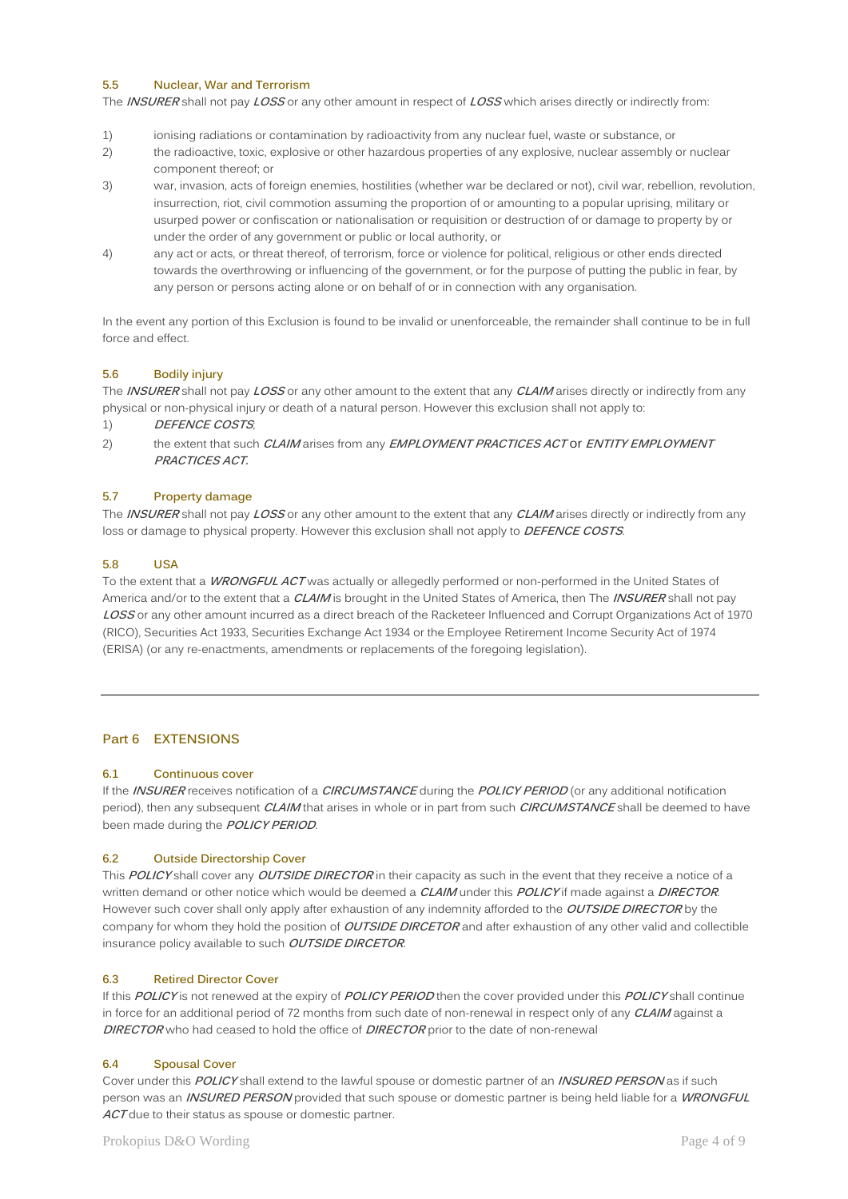### 5.5 Nuclear, War and Terrorism

The ***INSURER*** shall not pay ***LOSS*** or any other amount in respect of ***LOSS*** which arises directly or indirectly from:

1) ionising radiations or contamination by radioactivity from any nuclear fuel, waste or substance, or
2) the radioactive, toxic, explosive or other hazardous properties of any explosive, nuclear assembly or nuclear component thereof; or
3) war, invasion, acts of foreign enemies, hostilities (whether war be declared or not), civil war, rebellion, revolution, insurrection, riot, civil commotion assuming the proportion of or amounting to a popular uprising, military or usurped power or confiscation or nationalisation or requisition or destruction of or damage to property by or under the order of any government or public or local authority, or
4) any act or acts, or threat thereof, of terrorism, force or violence for political, religious or other ends directed towards the overthrowing or influencing of the government, or for the purpose of putting the public in fear, by any person or persons acting alone or on behalf of or in connection with any organisation.

In the event any portion of this Exclusion is found to be invalid or unenforceable, the remainder shall continue to be in full force and effect.

### 5.6 Bodily injury

The ***INSURER*** shall not pay ***LOSS*** or any other amount to the extent that any ***CLAIM*** arises directly or indirectly from any physical or non-physical injury or death of a natural person. However this exclusion shall not apply to:

1) ***DEFENCE COSTS***;
2) the extent that such ***CLAIM*** arises from any ***EMPLOYMENT PRACTICES ACT*** or ***ENTITY EMPLOYMENT PRACTICES ACT.***

### 5.7 Property damage

The ***INSURER*** shall not pay ***LOSS*** or any other amount to the extent that any ***CLAIM*** arises directly or indirectly from any loss or damage to physical property. However this exclusion shall not apply to ***DEFENCE COSTS***.

### 5.8 USA

To the extent that a ***WRONGFUL ACT*** was actually or allegedly performed or non-performed in the United States of America and/or to the extent that a ***CLAIM*** is brought in the United States of America, then The ***INSURER*** shall not pay ***LOSS*** or any other amount incurred as a direct breach of the Racketeer Influenced and Corrupt Organizations Act of 1970 (RICO), Securities Act 1933, Securities Exchange Act 1934 or the Employee Retirement Income Security Act of 1974 (ERISA) (or any re-enactments, amendments or replacements of the foregoing legislation).

---

## Part 6 EXTENSIONS

### 6.1 Continuous cover

If the ***INSURER*** receives notification of a ***CIRCUMSTANCE*** during the ***POLICY PERIOD*** (or any additional notification period), then any subsequent ***CLAIM*** that arises in whole or in part from such ***CIRCUMSTANCE*** shall be deemed to have been made during the ***POLICY PERIOD***.

### 6.2 Outside Directorship Cover

This ***POLICY*** shall cover any ***OUTSIDE DIRECTOR*** in their capacity as such in the event that they receive a notice of a written demand or other notice which would be deemed a ***CLAIM*** under this ***POLICY*** if made against a ***DIRECTOR***. However such cover shall only apply after exhaustion of any indemnity afforded to the ***OUTSIDE DIRECTOR*** by the company for whom they hold the position of ***OUTSIDE DIRCETOR*** and after exhaustion of any other valid and collectible insurance policy available to such ***OUTSIDE DIRCETOR***.

### 6.3 Retired Director Cover

If this ***POLICY*** is not renewed at the expiry of ***POLICY PERIOD*** then the cover provided under this ***POLICY*** shall continue in force for an additional period of 72 months from such date of non-renewal in respect only of any ***CLAIM*** against a ***DIRECTOR*** who had ceased to hold the office of ***DIRECTOR*** prior to the date of non-renewal

### 6.4 Spousal Cover

Cover under this ***POLICY*** shall extend to the lawful spouse or domestic partner of an ***INSURED PERSON*** as if such person was an ***INSURED PERSON*** provided that such spouse or domestic partner is being held liable for a ***WRONGFUL ACT*** due to their status as spouse or domestic partner.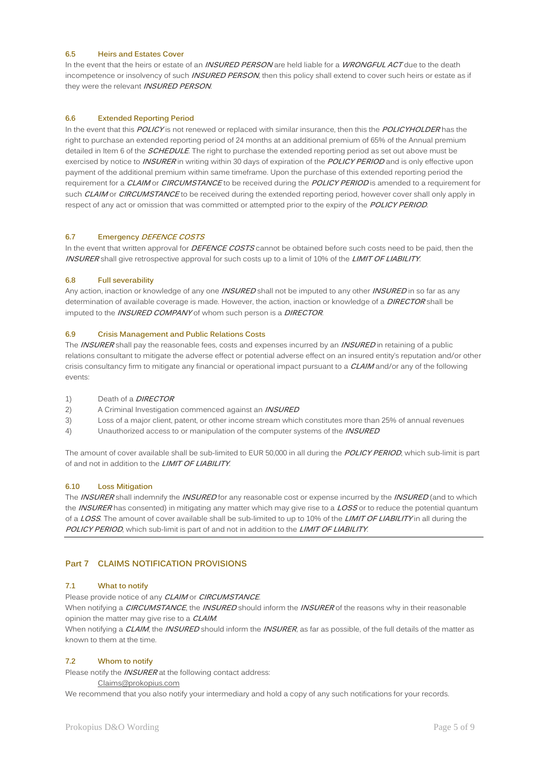#### 6.5 Heirs and Estates Cover

In the event that the heirs or estate of an ***INSURED PERSON*** are held liable for a ***WRONGFUL ACT*** due to the death incompetence or insolvency of such ***INSURED PERSON***, then this policy shall extend to cover such heirs or estate as if they were the relevant ***INSURED PERSON***.

#### 6.6 Extended Reporting Period

In the event that this ***POLICY*** is not renewed or replaced with similar insurance, then this the ***POLICYHOLDER*** has the right to purchase an extended reporting period of 24 months at an additional premium of 65% of the Annual premium detailed in Item 6 of the ***SCHEDULE***. The right to purchase the extended reporting period as set out above must be exercised by notice to ***INSURER*** in writing within 30 days of expiration of the ***POLICY PERIOD*** and is only effective upon payment of the additional premium within same timeframe. Upon the purchase of this extended reporting period the requirement for a ***CLAIM*** or ***CIRCUMSTANCE*** to be received during the ***POLICY PERIOD*** is amended to a requirement for such ***CLAIM*** or ***CIRCUMSTANCE*** to be received during the extended reporting period, however cover shall only apply in respect of any act or omission that was committed or attempted prior to the expiry of the ***POLICY PERIOD***.

#### 6.7 Emergency *DEFENCE COSTS*

In the event that written approval for ***DEFENCE COSTS*** cannot be obtained before such costs need to be paid, then the ***INSURER*** shall give retrospective approval for such costs up to a limit of 10% of the ***LIMIT OF LIABILITY***.

#### 6.8 Full severability

Any action, inaction or knowledge of any one ***INSURED*** shall not be imputed to any other ***INSURED*** in so far as any determination of available coverage is made. However, the action, inaction or knowledge of a ***DIRECTOR*** shall be imputed to the ***INSURED COMPANY*** of whom such person is a ***DIRECTOR***.

#### 6.9 Crisis Management and Public Relations Costs

The ***INSURER*** shall pay the reasonable fees, costs and expenses incurred by an ***INSURED*** in retaining of a public relations consultant to mitigate the adverse effect or potential adverse effect on an insured entity's reputation and/or other crisis consultancy firm to mitigate any financial or operational impact pursuant to a ***CLAIM*** and/or any of the following events:

1) Death of a ***DIRECTOR***
2) A Criminal Investigation commenced against an ***INSURED***
3) Loss of a major client, patent, or other income stream which constitutes more than 25% of annual revenues
4) Unauthorized access to or manipulation of the computer systems of the ***INSURED***

The amount of cover available shall be sub-limited to EUR 50,000 in all during the ***POLICY PERIOD***, which sub-limit is part of and not in addition to the ***LIMIT OF LIABILITY***.

#### 6.10 Loss Mitigation

The ***INSURER*** shall indemnify the ***INSURED*** for any reasonable cost or expense incurred by the ***INSURED*** (and to which the ***INSURER*** has consented) in mitigating any matter which may give rise to a ***LOSS*** or to reduce the potential quantum of a ***LOSS***. The amount of cover available shall be sub-limited to up to 10% of the ***LIMIT OF LIABILITY*** in all during the ***POLICY PERIOD***, which sub-limit is part of and not in addition to the ***LIMIT OF LIABILITY***.

## Part 7 CLAIMS NOTIFICATION PROVISIONS

#### 7.1 What to notify

Please provide notice of any ***CLAIM*** or ***CIRCUMSTANCE***.

When notifying a ***CIRCUMSTANCE***, the ***INSURED*** should inform the ***INSURER*** of the reasons why in their reasonable opinion the matter may give rise to a ***CLAIM***.

When notifying a ***CLAIM***, the ***INSURED*** should inform the ***INSURER***, as far as possible, of the full details of the matter as known to them at the time.

#### 7.2 Whom to notify

Please notify the ***INSURER*** at the following contact address:

Claims@prokopius.com

We recommend that you also notify your intermediary and hold a copy of any such notifications for your records.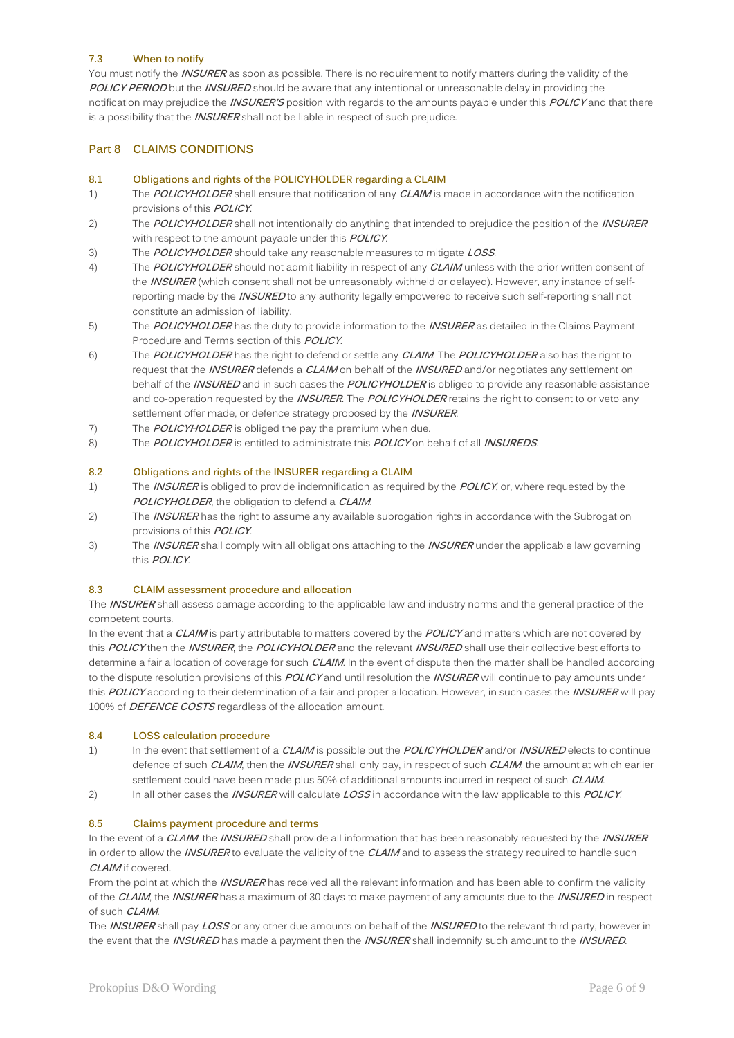### 7.3 When to notify

You must notify the ***INSURER*** as soon as possible. There is no requirement to notify matters during the validity of the ***POLICY PERIOD*** but the ***INSURED*** should be aware that any intentional or unreasonable delay in providing the notification may prejudice the ***INSURER'S*** position with regards to the amounts payable under this ***POLICY*** and that there is a possibility that the ***INSURER*** shall not be liable in respect of such prejudice.

## Part 8 CLAIMS CONDITIONS

### 8.1 Obligations and rights of the POLICYHOLDER regarding a CLAIM

1) The ***POLICYHOLDER*** shall ensure that notification of any ***CLAIM*** is made in accordance with the notification provisions of this ***POLICY***.
2) The ***POLICYHOLDER*** shall not intentionally do anything that intended to prejudice the position of the ***INSURER*** with respect to the amount payable under this ***POLICY***.
3) The ***POLICYHOLDER*** should take any reasonable measures to mitigate ***LOSS***.
4) The ***POLICYHOLDER*** should not admit liability in respect of any ***CLAIM*** unless with the prior written consent of the ***INSURER*** (which consent shall not be unreasonably withheld or delayed). However, any instance of self-reporting made by the ***INSURED*** to any authority legally empowered to receive such self-reporting shall not constitute an admission of liability.
5) The ***POLICYHOLDER*** has the duty to provide information to the ***INSURER*** as detailed in the Claims Payment Procedure and Terms section of this ***POLICY***.
6) The ***POLICYHOLDER*** has the right to defend or settle any ***CLAIM***. The ***POLICYHOLDER*** also has the right to request that the ***INSURER*** defends a ***CLAIM*** on behalf of the ***INSURED*** and/or negotiates any settlement on behalf of the ***INSURED*** and in such cases the ***POLICYHOLDER*** is obliged to provide any reasonable assistance and co-operation requested by the ***INSURER***. The ***POLICYHOLDER*** retains the right to consent to or veto any settlement offer made, or defence strategy proposed by the ***INSURER***.
7) The ***POLICYHOLDER*** is obliged the pay the premium when due.
8) The ***POLICYHOLDER*** is entitled to administrate this ***POLICY*** on behalf of all ***INSUREDS***.

### 8.2 Obligations and rights of the INSURER regarding a CLAIM

1) The ***INSURER*** is obliged to provide indemnification as required by the ***POLICY***, or, where requested by the ***POLICYHOLDER***, the obligation to defend a ***CLAIM***.
2) The ***INSURER*** has the right to assume any available subrogation rights in accordance with the Subrogation provisions of this ***POLICY***.
3) The ***INSURER*** shall comply with all obligations attaching to the ***INSURER*** under the applicable law governing this ***POLICY***.

### 8.3 CLAIM assessment procedure and allocation

The ***INSURER*** shall assess damage according to the applicable law and industry norms and the general practice of the competent courts.

In the event that a ***CLAIM*** is partly attributable to matters covered by the ***POLICY*** and matters which are not covered by this ***POLICY*** then the ***INSURER***, the ***POLICYHOLDER*** and the relevant ***INSURED*** shall use their collective best efforts to determine a fair allocation of coverage for such ***CLAIM***. In the event of dispute then the matter shall be handled according to the dispute resolution provisions of this ***POLICY*** and until resolution the ***INSURER*** will continue to pay amounts under this ***POLICY*** according to their determination of a fair and proper allocation. However, in such cases the ***INSURER*** will pay 100% of ***DEFENCE COSTS*** regardless of the allocation amount.

### 8.4 LOSS calculation procedure

1) In the event that settlement of a ***CLAIM*** is possible but the ***POLICYHOLDER*** and/or ***INSURED*** elects to continue defence of such ***CLAIM***, then the ***INSURER*** shall only pay, in respect of such ***CLAIM***, the amount at which earlier settlement could have been made plus 50% of additional amounts incurred in respect of such ***CLAIM***.
2) In all other cases the ***INSURER*** will calculate ***LOSS*** in accordance with the law applicable to this ***POLICY***.

### 8.5 Claims payment procedure and terms

In the event of a ***CLAIM***, the ***INSURED*** shall provide all information that has been reasonably requested by the ***INSURER*** in order to allow the ***INSURER*** to evaluate the validity of the ***CLAIM*** and to assess the strategy required to handle such ***CLAIM*** if covered.

From the point at which the ***INSURER*** has received all the relevant information and has been able to confirm the validity of the ***CLAIM***, the ***INSURER*** has a maximum of 30 days to make payment of any amounts due to the ***INSURED*** in respect of such ***CLAIM***.

The ***INSURER*** shall pay ***LOSS*** or any other due amounts on behalf of the ***INSURED*** to the relevant third party, however in the event that the ***INSURED*** has made a payment then the ***INSURER*** shall indemnify such amount to the ***INSURED***.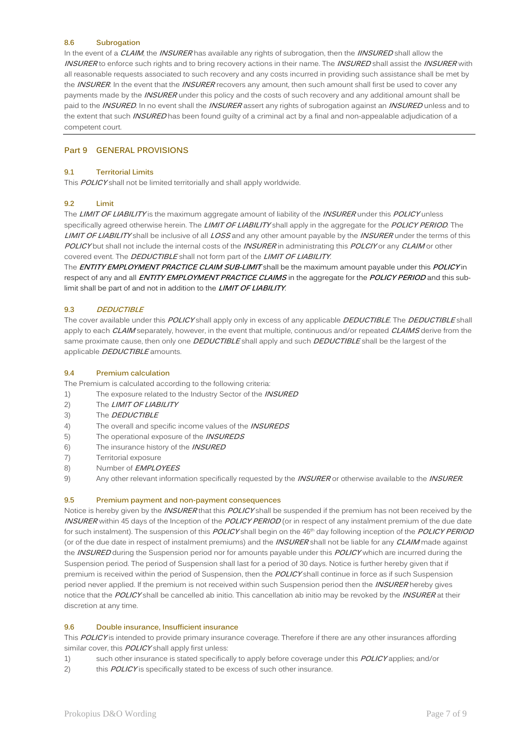**8.6 Subrogation**

In the event of a ***CLAIM***, the ***INSURER*** has available any rights of subrogation, then the ***IINSURED*** shall allow the ***INSURER*** to enforce such rights and to bring recovery actions in their name. The ***INSURED*** shall assist the ***INSURER*** with all reasonable requests associated to such recovery and any costs incurred in providing such assistance shall be met by the ***INSURER***. In the event that the ***INSURER*** recovers any amount, then such amount shall first be used to cover any payments made by the ***INSURER*** under this policy and the costs of such recovery and any additional amount shall be paid to the ***INSURED***. In no event shall the ***INSURER*** assert any rights of subrogation against an ***INSURED*** unless and to the extent that such ***INSURED*** has been found guilty of a criminal act by a final and non-appealable adjudication of a competent court.

## Part 9 GENERAL PROVISIONS

**9.1 Territorial Limits**

This ***POLICY*** shall not be limited territorially and shall apply worldwide.

**9.2 Limit**

The ***LIMIT OF LIABILITY*** is the maximum aggregate amount of liability of the ***INSURER*** under this ***POLICY*** unless specifically agreed otherwise herein. The ***LIMIT OF LIABILITY*** shall apply in the aggregate for the ***POLICY PERIOD***. The ***LIMIT OF LIABILITY*** shall be inclusive of all ***LOSS*** and any other amount payable by the ***INSURER*** under the terms of this ***POLICY*** but shall not include the internal costs of the ***INSURER*** in administrating this ***POLCIY*** or any ***CLAIM*** or other covered event. The ***DEDUCTIBLE*** shall not form part of the ***LIMIT OF LIABILITY***.

The ***ENTITY EMPLOYMENT PRACTICE CLAIM SUB-LIMIT*** shall be the maximum amount payable under this ***POLICY*** in respect of any and all ***ENTITY EMPLOYMENT PRACTICE CLAIMS*** in the aggregate for the ***POLICY PERIOD*** and this sub-limit shall be part of and not in addition to the ***LIMIT OF LIABILITY***.

**9.3 *DEDUCTIBLE***

The cover available under this ***POLICY*** shall apply only in excess of any applicable ***DEDUCTIBLE***. The ***DEDUCTIBLE*** shall apply to each ***CLAIM*** separately, however, in the event that multiple, continuous and/or repeated ***CLAIMS*** derive from the same proximate cause, then only one ***DEDUCTIBLE*** shall apply and such ***DEDUCTIBLE*** shall be the largest of the applicable ***DEDUCTIBLE*** amounts.

**9.4 Premium calculation**

The Premium is calculated according to the following criteria:

1) The exposure related to the Industry Sector of the ***INSURED***
2) The ***LIMIT OF LIABILITY***
3) The ***DEDUCTIBLE***
4) The overall and specific income values of the ***INSUREDS***
5) The operational exposure of the ***INSUREDS***
6) The insurance history of the ***INSURED***
7) Territorial exposure
8) Number of ***EMPLOYEES***
9) Any other relevant information specifically requested by the ***INSURER*** or otherwise available to the ***INSURER***.

**9.5 Premium payment and non-payment consequences**

Notice is hereby given by the ***INSURER*** that this ***POLICY*** shall be suspended if the premium has not been received by the ***INSURER*** within 45 days of the Inception of the ***POLICY PERIOD*** (or in respect of any instalment premium of the due date for such instalment). The suspension of this ***POLICY*** shall begin on the 46th day following inception of the ***POLICY PERIOD*** (or of the due date in respect of instalment premiums) and the ***INSURER*** shall not be liable for any ***CLAIM*** made against the ***INSURED*** during the Suspension period nor for amounts payable under this ***POLICY*** which are incurred during the Suspension period. The period of Suspension shall last for a period of 30 days. Notice is further hereby given that if premium is received within the period of Suspension, then the ***POLICY*** shall continue in force as if such Suspension period never applied. If the premium is not received within such Suspension period then the ***INSURER*** hereby gives notice that the ***POLICY*** shall be cancelled ab initio. This cancellation ab initio may be revoked by the ***INSURER*** at their discretion at any time.

**9.6 Double insurance, Insufficient insurance**

This ***POLICY*** is intended to provide primary insurance coverage. Therefore if there are any other insurances affording similar cover, this ***POLICY*** shall apply first unless:

1) such other insurance is stated specifically to apply before coverage under this ***POLICY*** applies; and/or
2) this ***POLICY*** is specifically stated to be excess of such other insurance.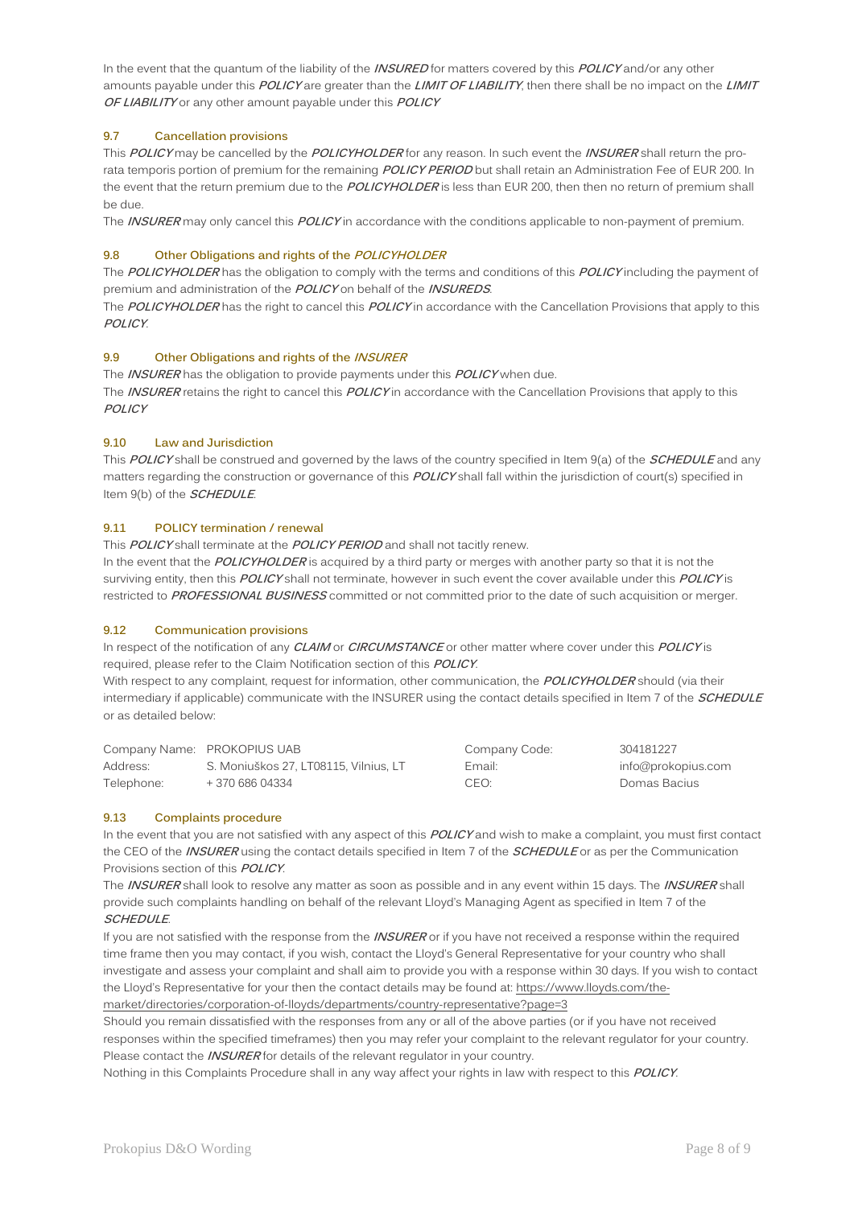In the event that the quantum of the liability of the ***INSURED*** for matters covered by this ***POLICY*** and/or any other amounts payable under this ***POLICY*** are greater than the ***LIMIT OF LIABILITY***, then there shall be no impact on the ***LIMIT OF LIABILITY*** or any other amount payable under this ***POLICY***

### 9.7 Cancellation provisions

This ***POLICY*** may be cancelled by the ***POLICYHOLDER*** for any reason. In such event the ***INSURER*** shall return the pro-rata temporis portion of premium for the remaining ***POLICY PERIOD*** but shall retain an Administration Fee of EUR 200. In the event that the return premium due to the ***POLICYHOLDER*** is less than EUR 200, then then no return of premium shall be due.

The ***INSURER*** may only cancel this ***POLICY*** in accordance with the conditions applicable to non-payment of premium.

### 9.8 Other Obligations and rights of the *POLICYHOLDER*

The ***POLICYHOLDER*** has the obligation to comply with the terms and conditions of this ***POLICY*** including the payment of premium and administration of the ***POLICY*** on behalf of the ***INSUREDS***.

The ***POLICYHOLDER*** has the right to cancel this ***POLICY*** in accordance with the Cancellation Provisions that apply to this ***POLICY***.

### 9.9 Other Obligations and rights of the *INSURER*

The ***INSURER*** has the obligation to provide payments under this ***POLICY*** when due.

The ***INSURER*** retains the right to cancel this ***POLICY*** in accordance with the Cancellation Provisions that apply to this ***POLICY***

### 9.10 Law and Jurisdiction

This ***POLICY*** shall be construed and governed by the laws of the country specified in Item 9(a) of the ***SCHEDULE*** and any matters regarding the construction or governance of this ***POLICY*** shall fall within the jurisdiction of court(s) specified in Item 9(b) of the ***SCHEDULE***.

### 9.11 POLICY termination / renewal

This ***POLICY*** shall terminate at the ***POLICY PERIOD*** and shall not tacitly renew.

In the event that the ***POLICYHOLDER*** is acquired by a third party or merges with another party so that it is not the surviving entity, then this ***POLICY*** shall not terminate, however in such event the cover available under this ***POLICY*** is restricted to ***PROFESSIONAL BUSINESS*** committed or not committed prior to the date of such acquisition or merger.

### 9.12 Communication provisions

In respect of the notification of any ***CLAIM*** or ***CIRCUMSTANCE*** or other matter where cover under this ***POLICY*** is required, please refer to the Claim Notification section of this ***POLICY***.

With respect to any complaint, request for information, other communication, the ***POLICYHOLDER*** should (via their intermediary if applicable) communicate with the INSURER using the contact details specified in Item 7 of the ***SCHEDULE*** or as detailed below:

| | | | |
|---|---|---|---|
| Company Name: | PROKOPIUS UAB | Company Code: | 304181227 |
| Address: | S. Moniuškos 27, LT08115, Vilnius, LT | Email: | info@prokopius.com |
| Telephone: | + 370 686 04334 | CEO: | Domas Bacius |

### 9.13 Complaints procedure

In the event that you are not satisfied with any aspect of this ***POLICY*** and wish to make a complaint, you must first contact the CEO of the ***INSURER*** using the contact details specified in Item 7 of the ***SCHEDULE*** or as per the Communication Provisions section of this ***POLICY***.

The ***INSURER*** shall look to resolve any matter as soon as possible and in any event within 15 days. The ***INSURER*** shall provide such complaints handling on behalf of the relevant Lloyd's Managing Agent as specified in Item 7 of the ***SCHEDULE***.

If you are not satisfied with the response from the ***INSURER*** or if you have not received a response within the required time frame then you may contact, if you wish, contact the Lloyd's General Representative for your country who shall investigate and assess your complaint and shall aim to provide you with a response within 30 days. If you wish to contact the Lloyd's Representative for your then the contact details may be found at: https://www.lloyds.com/the-market/directories/corporation-of-lloyds/departments/country-representative?page=3

Should you remain dissatisfied with the responses from any or all of the above parties (or if you have not received responses within the specified timeframes) then you may refer your complaint to the relevant regulator for your country. Please contact the ***INSURER*** for details of the relevant regulator in your country.

Nothing in this Complaints Procedure shall in any way affect your rights in law with respect to this ***POLICY***.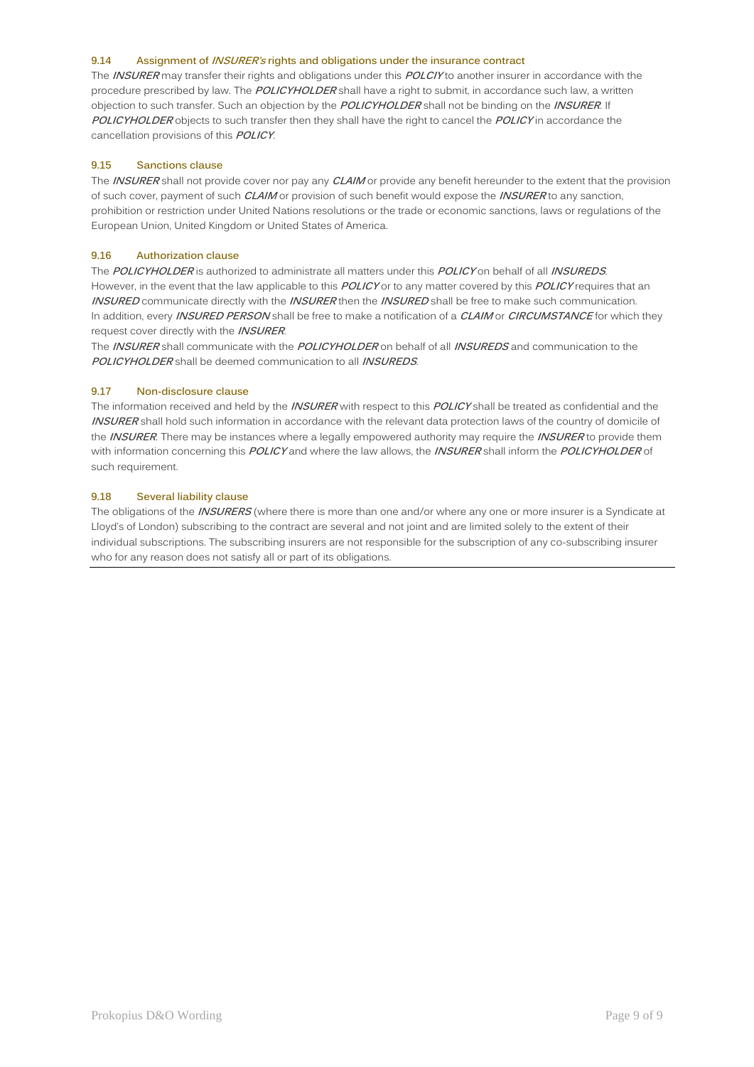### 9.14 Assignment of *INSURER's* rights and obligations under the insurance contract

The ***INSURER*** may transfer their rights and obligations under this ***POLCIY*** to another insurer in accordance with the procedure prescribed by law. The ***POLICYHOLDER*** shall have a right to submit, in accordance such law, a written objection to such transfer. Such an objection by the ***POLICYHOLDER*** shall not be binding on the ***INSURER***. If ***POLICYHOLDER*** objects to such transfer then they shall have the right to cancel the ***POLICY*** in accordance the cancellation provisions of this ***POLICY***.

### 9.15 Sanctions clause

The ***INSURER*** shall not provide cover nor pay any ***CLAIM*** or provide any benefit hereunder to the extent that the provision of such cover, payment of such ***CLAIM*** or provision of such benefit would expose the ***INSURER*** to any sanction, prohibition or restriction under United Nations resolutions or the trade or economic sanctions, laws or regulations of the European Union, United Kingdom or United States of America.

### 9.16 Authorization clause

The ***POLICYHOLDER*** is authorized to administrate all matters under this ***POLICY*** on behalf of all ***INSUREDS***. However, in the event that the law applicable to this ***POLICY*** or to any matter covered by this ***POLICY*** requires that an ***INSURED*** communicate directly with the ***INSURER*** then the ***INSURED*** shall be free to make such communication. In addition, every ***INSURED PERSON*** shall be free to make a notification of a ***CLAIM*** or ***CIRCUMSTANCE*** for which they request cover directly with the ***INSURER***.

The ***INSURER*** shall communicate with the ***POLICYHOLDER*** on behalf of all ***INSUREDS*** and communication to the ***POLICYHOLDER*** shall be deemed communication to all ***INSUREDS***.

### 9.17 Non-disclosure clause

The information received and held by the ***INSURER*** with respect to this ***POLICY*** shall be treated as confidential and the ***INSURER*** shall hold such information in accordance with the relevant data protection laws of the country of domicile of the ***INSURER***. There may be instances where a legally empowered authority may require the ***INSURER*** to provide them with information concerning this ***POLICY*** and where the law allows, the ***INSURER*** shall inform the ***POLICYHOLDER*** of such requirement.

### 9.18 Several liability clause

The obligations of the ***INSURERS*** (where there is more than one and/or where any one or more insurer is a Syndicate at Lloyd's of London) subscribing to the contract are several and not joint and are limited solely to the extent of their individual subscriptions. The subscribing insurers are not responsible for the subscription of any co-subscribing insurer who for any reason does not satisfy all or part of its obligations.